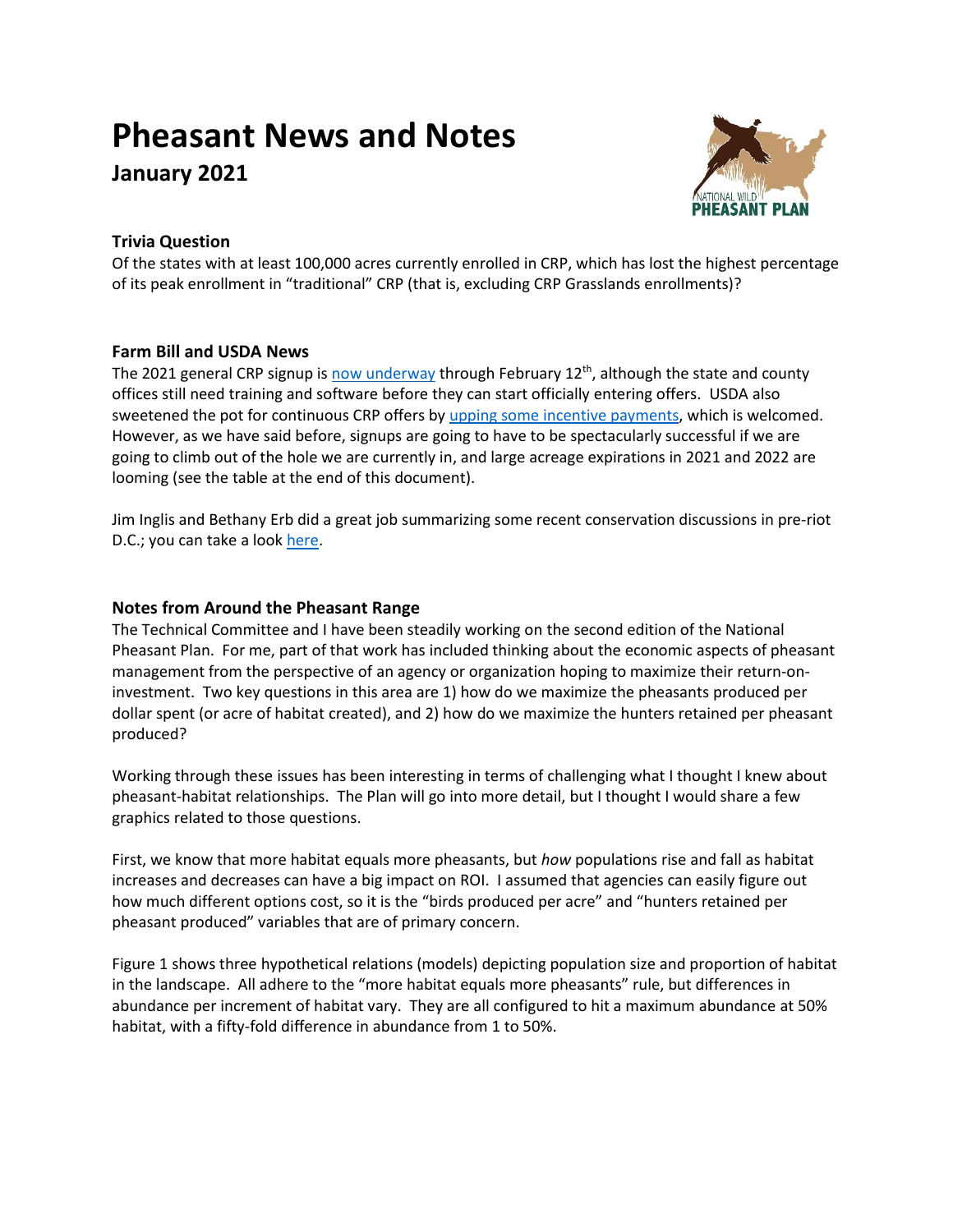# Pheasant News and Notes

## January 2021

### Trivia Question

Of the states with at least 100,000 acres currently enrolled in CRP, which has lost the highest percentage of its peak enrollment in "traditional" CRP (that is, excluding CRP Grasslands enrollments)?

### Farm Bill and USDA News

The 2021 general CRP signup is now underway through February 12th, although the state and county offices still need training and software before they can start officially entering offers. USDA also sweetened the pot for continuous CRP offers by upping some incentive payments, which is welcomed. However, as we have said before, signups are going to have to be spectacularly successful if we are going to climb out of the hole we are currently in, and large acreage expirations in 2021 and 2022 are looming (see the table at the end of this document).

Jim Inglis and Bethany Erb did a great job summarizing some recent conservation discussions in pre-riot D.C.; you can take a look here.

### Notes from Around the Pheasant Range

The Technical Committee and I have been steadily working on the second edition of the National Pheasant Plan. For me, part of that work has included thinking about the economic aspects of pheasant management from the perspective of an agency or organization hoping to maximize their return-on-investment. Two key questions in this area are 1) how do we maximize the pheasants produced per dollar spent (or acre of habitat created), and 2) how do we maximize the hunters retained per pheasant produced?

Working through these issues has been interesting in terms of challenging what I thought I knew about pheasant-habitat relationships. The Plan will go into more detail, but I thought I would share a few graphics related to those questions.

First, we know that more habitat equals more pheasants, but *how* populations rise and fall as habitat increases and decreases can have a big impact on ROI. I assumed that agencies can easily figure out how much different options cost, so it is the "birds produced per acre" and "hunters retained per pheasant produced" variables that are of primary concern.

Figure 1 shows three hypothetical relations (models) depicting population size and proportion of habitat in the landscape. All adhere to the "more habitat equals more pheasants" rule, but differences in abundance per increment of habitat vary. They are all configured to hit a maximum abundance at 50% habitat, with a fifty-fold difference in abundance from 1 to 50%.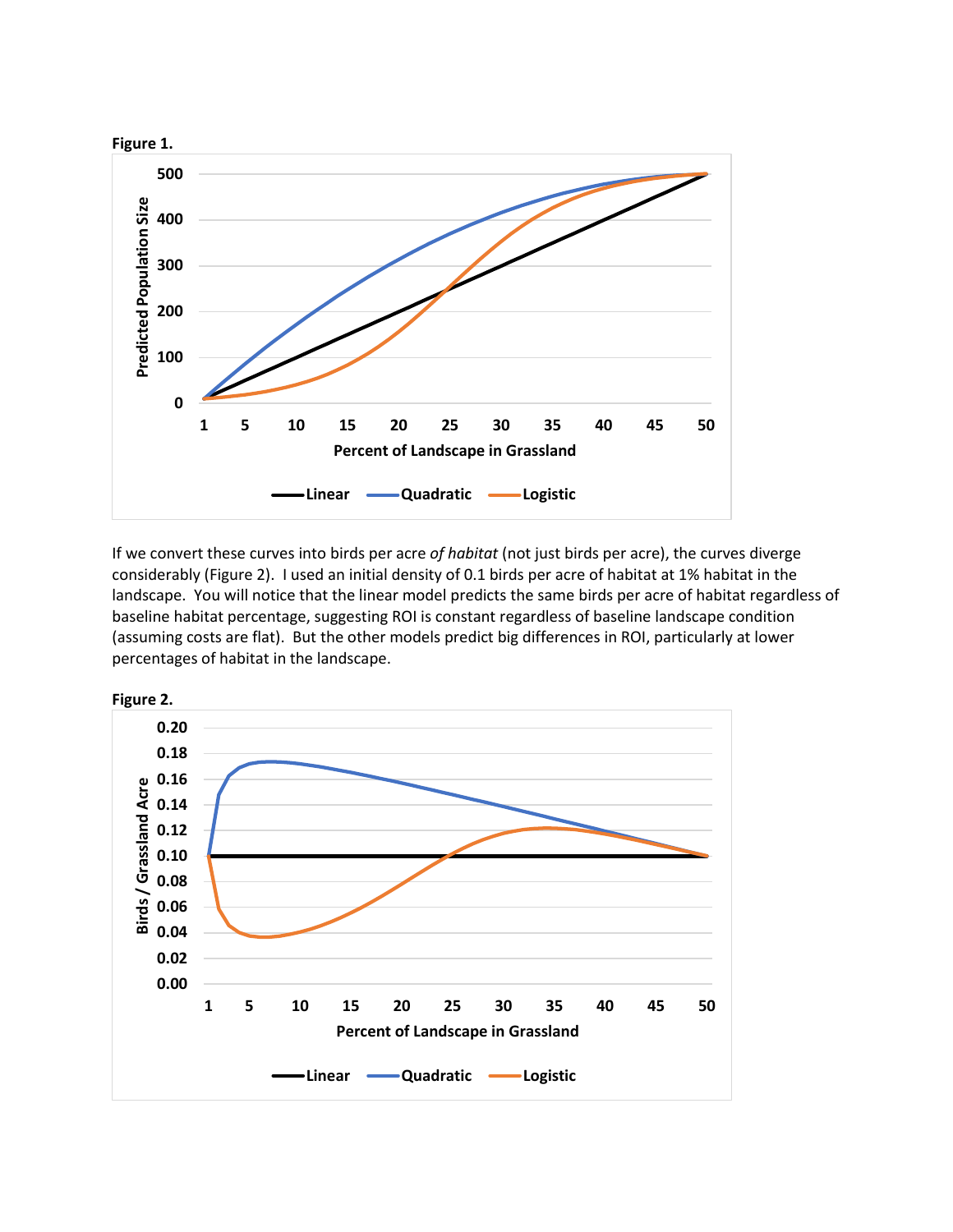**Figure 1.**

If we convert these curves into birds per acre *of habitat* (not just birds per acre), the curves diverge considerably (Figure 2). I used an initial density of 0.1 birds per acre of habitat at 1% habitat in the landscape. You will notice that the linear model predicts the same birds per acre of habitat regardless of baseline habitat percentage, suggesting ROI is constant regardless of baseline landscape condition (assuming costs are flat). But the other models predict big differences in ROI, particularly at lower percentages of habitat in the landscape.

**Figure 2.**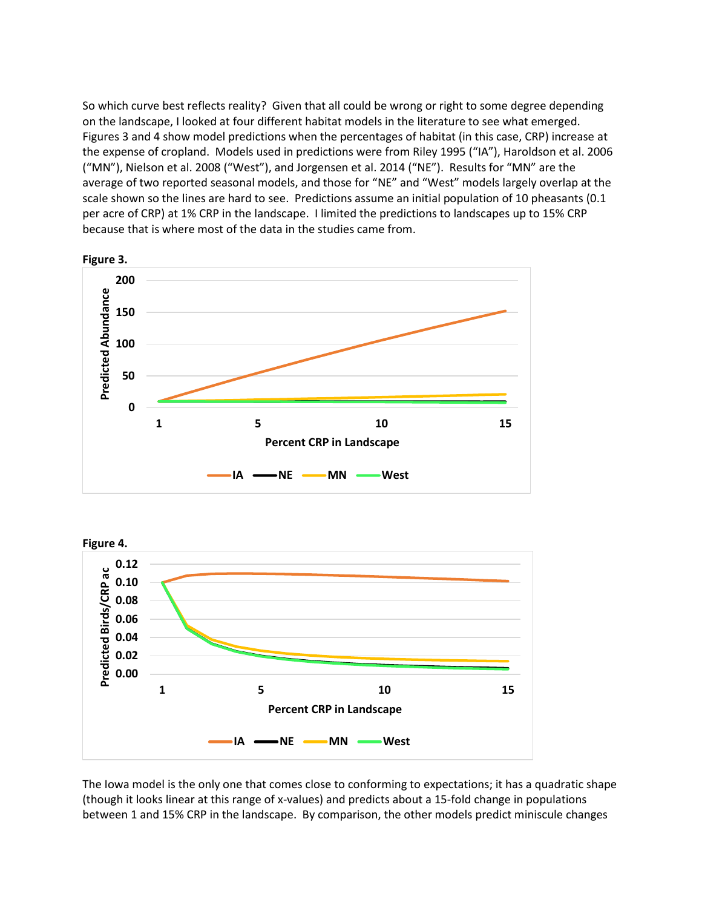So which curve best reflects reality? Given that all could be wrong or right to some degree depending on the landscape, I looked at four different habitat models in the literature to see what emerged. Figures 3 and 4 show model predictions when the percentages of habitat (in this case, CRP) increase at the expense of cropland. Models used in predictions were from Riley 1995 ("IA"), Haroldson et al. 2006 ("MN"), Nielson et al. 2008 ("West"), and Jorgensen et al. 2014 ("NE"). Results for "MN" are the average of two reported seasonal models, and those for "NE" and "West" models largely overlap at the scale shown so the lines are hard to see. Predictions assume an initial population of 10 pheasants (0.1 per acre of CRP) at 1% CRP in the landscape. I limited the predictions to landscapes up to 15% CRP because that is where most of the data in the studies came from.

**Figure 3.**

**Figure 4.**

The Iowa model is the only one that comes close to conforming to expectations; it has a quadratic shape (though it looks linear at this range of x-values) and predicts about a 15-fold change in populations between 1 and 15% CRP in the landscape. By comparison, the other models predict miniscule changes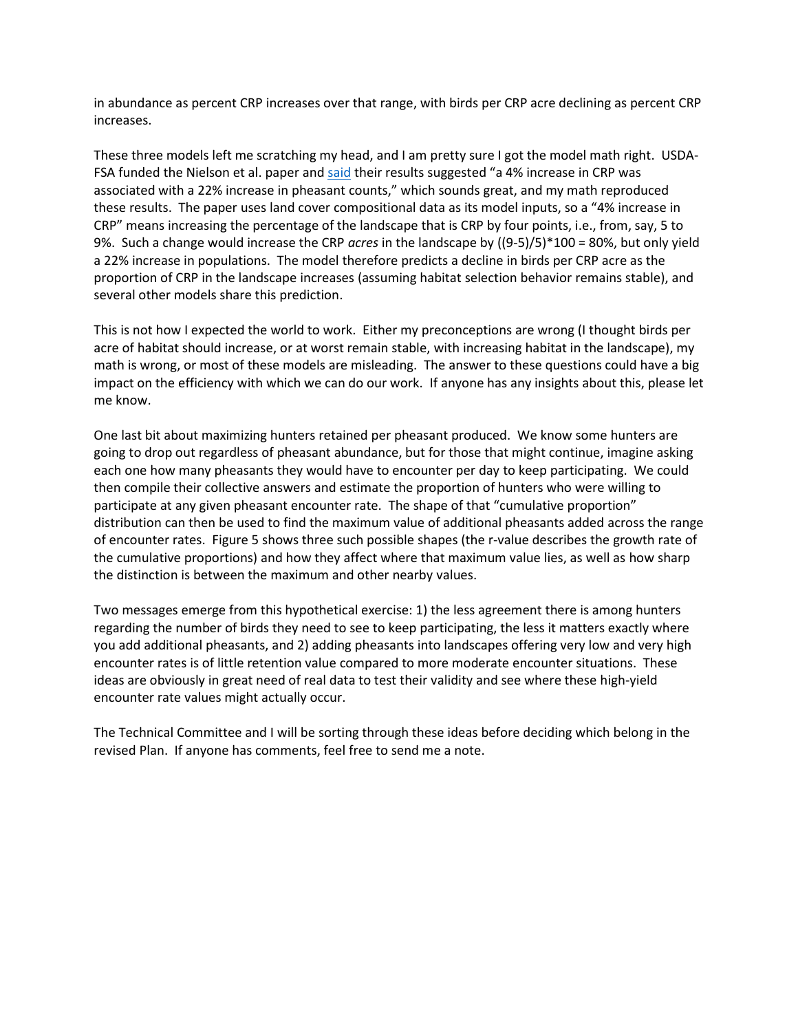in abundance as percent CRP increases over that range, with birds per CRP acre declining as percent CRP increases.

These three models left me scratching my head, and I am pretty sure I got the model math right. USDA-FSA funded the Nielson et al. paper and [said](#) their results suggested "a 4% increase in CRP was associated with a 22% increase in pheasant counts," which sounds great, and my math reproduced these results. The paper uses land cover compositional data as its model inputs, so a "4% increase in CRP" means increasing the percentage of the landscape that is CRP by four points, i.e., from, say, 5 to 9%. Such a change would increase the CRP *acres* in the landscape by $((9-5)/5)*100 = 80\%$, but only yield a 22% increase in populations. The model therefore predicts a decline in birds per CRP acre as the proportion of CRP in the landscape increases (assuming habitat selection behavior remains stable), and several other models share this prediction.

This is not how I expected the world to work. Either my preconceptions are wrong (I thought birds per acre of habitat should increase, or at worst remain stable, with increasing habitat in the landscape), my math is wrong, or most of these models are misleading. The answer to these questions could have a big impact on the efficiency with which we can do our work. If anyone has any insights about this, please let me know.

One last bit about maximizing hunters retained per pheasant produced. We know some hunters are going to drop out regardless of pheasant abundance, but for those that might continue, imagine asking each one how many pheasants they would have to encounter per day to keep participating. We could then compile their collective answers and estimate the proportion of hunters who were willing to participate at any given pheasant encounter rate. The shape of that "cumulative proportion" distribution can then be used to find the maximum value of additional pheasants added across the range of encounter rates. Figure 5 shows three such possible shapes (the r-value describes the growth rate of the cumulative proportions) and how they affect where that maximum value lies, as well as how sharp the distinction is between the maximum and other nearby values.

Two messages emerge from this hypothetical exercise: 1) the less agreement there is among hunters regarding the number of birds they need to see to keep participating, the less it matters exactly where you add additional pheasants, and 2) adding pheasants into landscapes offering very low and very high encounter rates is of little retention value compared to more moderate encounter situations. These ideas are obviously in great need of real data to test their validity and see where these high-yield encounter rate values might actually occur.

The Technical Committee and I will be sorting through these ideas before deciding which belong in the revised Plan. If anyone has comments, feel free to send me a note.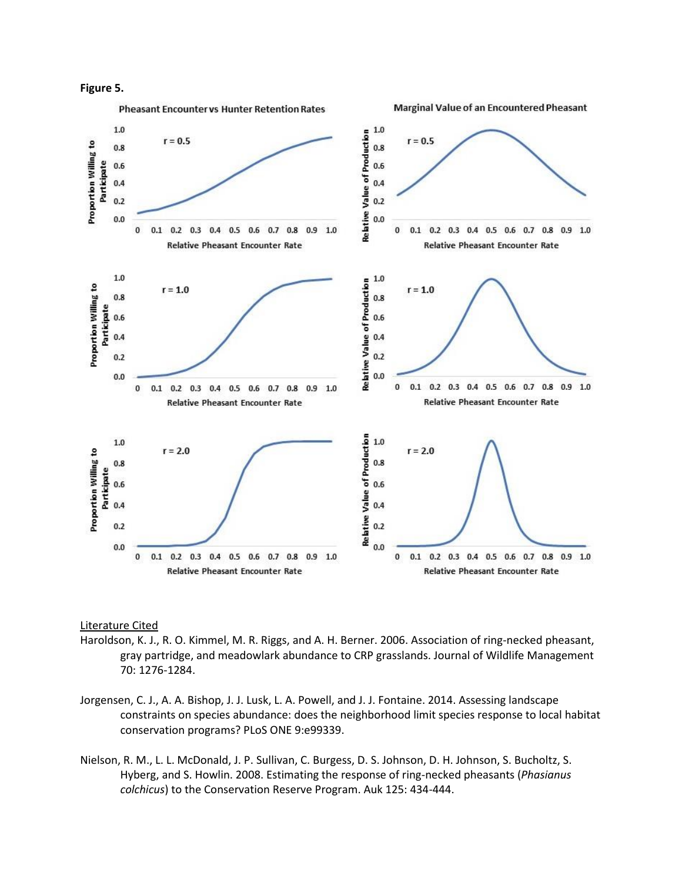**Figure 5.**

Literature Cited

Haroldson, K. J., R. O. Kimmel, M. R. Riggs, and A. H. Berner. 2006. Association of ring-necked pheasant, gray partridge, and meadowlark abundance to CRP grasslands. Journal of Wildlife Management 70: 1276-1284.

Jorgensen, C. J., A. A. Bishop, J. J. Lusk, L. A. Powell, and J. J. Fontaine. 2014. Assessing landscape constraints on species abundance: does the neighborhood limit species response to local habitat conservation programs? PLoS ONE 9:e99339.

Nielson, R. M., L. L. McDonald, J. P. Sullivan, C. Burgess, D. S. Johnson, D. H. Johnson, S. Bucholtz, S. Hyberg, and S. Howlin. 2008. Estimating the response of ring-necked pheasants (*Phasianus colchicus*) to the Conservation Reserve Program. Auk 125: 434-444.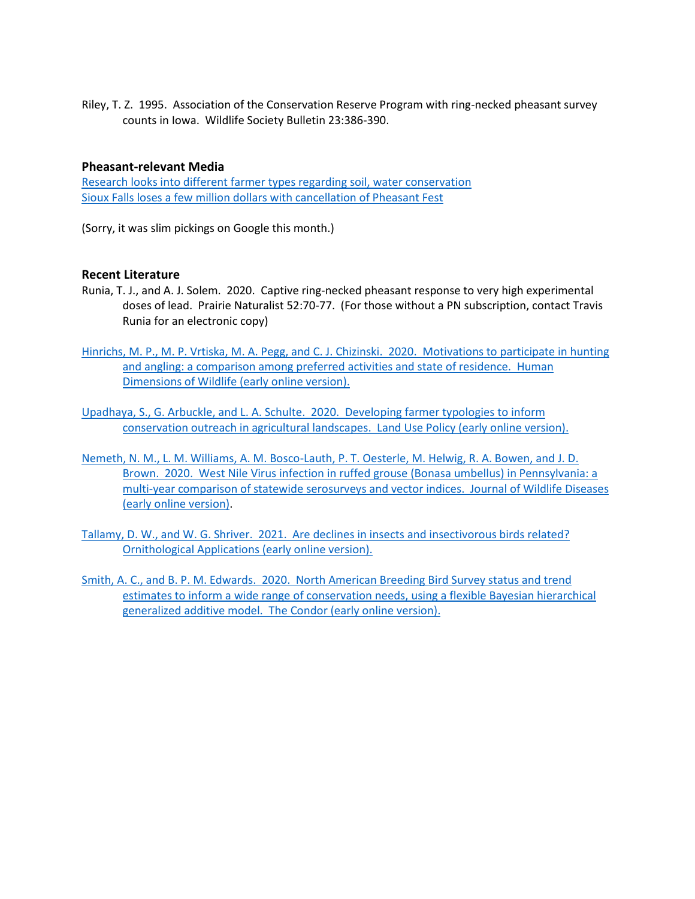Riley, T. Z. 1995. Association of the Conservation Reserve Program with ring-necked pheasant survey counts in Iowa. Wildlife Society Bulletin 23:386-390.

### Pheasant-relevant Media

Research looks into different farmer types regarding soil, water conservation
Sioux Falls loses a few million dollars with cancellation of Pheasant Fest

(Sorry, it was slim pickings on Google this month.)

### Recent Literature

Runia, T. J., and A. J. Solem. 2020. Captive ring-necked pheasant response to very high experimental doses of lead. Prairie Naturalist 52:70-77. (For those without a PN subscription, contact Travis Runia for an electronic copy)

Hinrichs, M. P., M. P. Vrtiska, M. A. Pegg, and C. J. Chizinski. 2020. Motivations to participate in hunting and angling: a comparison among preferred activities and state of residence. Human Dimensions of Wildlife (early online version).

Upadhaya, S., G. Arbuckle, and L. A. Schulte. 2020. Developing farmer typologies to inform conservation outreach in agricultural landscapes. Land Use Policy (early online version).

Nemeth, N. M., L. M. Williams, A. M. Bosco-Lauth, P. T. Oesterle, M. Helwig, R. A. Bowen, and J. D. Brown. 2020. West Nile Virus infection in ruffed grouse (Bonasa umbellus) in Pennsylvania: a multi-year comparison of statewide serosurveys and vector indices. Journal of Wildlife Diseases (early online version).

Tallamy, D. W., and W. G. Shriver. 2021. Are declines in insects and insectivorous birds related? Ornithological Applications (early online version).

Smith, A. C., and B. P. M. Edwards. 2020. North American Breeding Bird Survey status and trend estimates to inform a wide range of conservation needs, using a flexible Bayesian hierarchical generalized additive model. The Condor (early online version).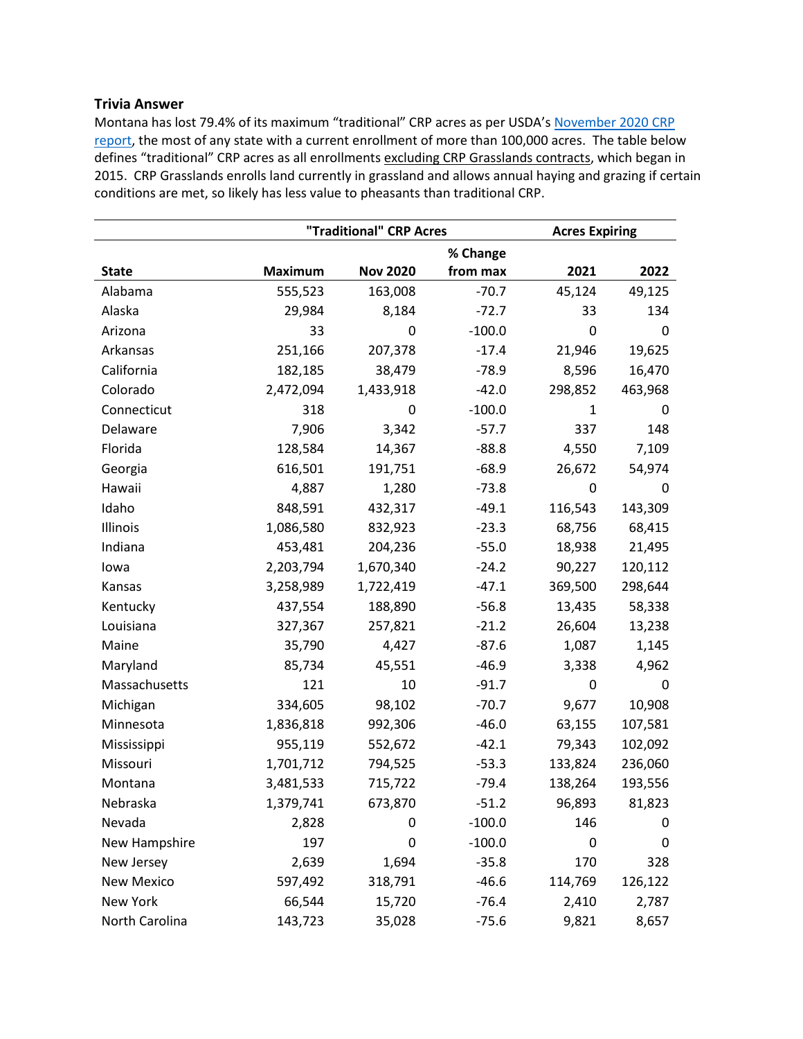### Trivia Answer

Montana has lost 79.4% of its maximum "traditional" CRP acres as per USDA's November 2020 CRP report, the most of any state with a current enrollment of more than 100,000 acres. The table below defines "traditional" CRP acres as all enrollments excluding CRP Grasslands contracts, which began in 2015. CRP Grasslands enrolls land currently in grassland and allows annual haying and grazing if certain conditions are met, so likely has less value to pheasants than traditional CRP.

| | "Traditional" CRP Acres | | | Acres Expiring | |
|---|---|---|---|---|---|
| State | Maximum | Nov 2020 | % Change from max | 2021 | 2022 |
| Alabama | 555,523 | 163,008 | -70.7 | 45,124 | 49,125 |
| Alaska | 29,984 | 8,184 | -72.7 | 33 | 134 |
| Arizona | 33 | 0 | -100.0 | 0 | 0 |
| Arkansas | 251,166 | 207,378 | -17.4 | 21,946 | 19,625 |
| California | 182,185 | 38,479 | -78.9 | 8,596 | 16,470 |
| Colorado | 2,472,094 | 1,433,918 | -42.0 | 298,852 | 463,968 |
| Connecticut | 318 | 0 | -100.0 | 1 | 0 |
| Delaware | 7,906 | 3,342 | -57.7 | 337 | 148 |
| Florida | 128,584 | 14,367 | -88.8 | 4,550 | 7,109 |
| Georgia | 616,501 | 191,751 | -68.9 | 26,672 | 54,974 |
| Hawaii | 4,887 | 1,280 | -73.8 | 0 | 0 |
| Idaho | 848,591 | 432,317 | -49.1 | 116,543 | 143,309 |
| Illinois | 1,086,580 | 832,923 | -23.3 | 68,756 | 68,415 |
| Indiana | 453,481 | 204,236 | -55.0 | 18,938 | 21,495 |
| Iowa | 2,203,794 | 1,670,340 | -24.2 | 90,227 | 120,112 |
| Kansas | 3,258,989 | 1,722,419 | -47.1 | 369,500 | 298,644 |
| Kentucky | 437,554 | 188,890 | -56.8 | 13,435 | 58,338 |
| Louisiana | 327,367 | 257,821 | -21.2 | 26,604 | 13,238 |
| Maine | 35,790 | 4,427 | -87.6 | 1,087 | 1,145 |
| Maryland | 85,734 | 45,551 | -46.9 | 3,338 | 4,962 |
| Massachusetts | 121 | 10 | -91.7 | 0 | 0 |
| Michigan | 334,605 | 98,102 | -70.7 | 9,677 | 10,908 |
| Minnesota | 1,836,818 | 992,306 | -46.0 | 63,155 | 107,581 |
| Mississippi | 955,119 | 552,672 | -42.1 | 79,343 | 102,092 |
| Missouri | 1,701,712 | 794,525 | -53.3 | 133,824 | 236,060 |
| Montana | 3,481,533 | 715,722 | -79.4 | 138,264 | 193,556 |
| Nebraska | 1,379,741 | 673,870 | -51.2 | 96,893 | 81,823 |
| Nevada | 2,828 | 0 | -100.0 | 146 | 0 |
| New Hampshire | 197 | 0 | -100.0 | 0 | 0 |
| New Jersey | 2,639 | 1,694 | -35.8 | 170 | 328 |
| New Mexico | 597,492 | 318,791 | -46.6 | 114,769 | 126,122 |
| New York | 66,544 | 15,720 | -76.4 | 2,410 | 2,787 |
| North Carolina | 143,723 | 35,028 | -75.6 | 9,821 | 8,657 |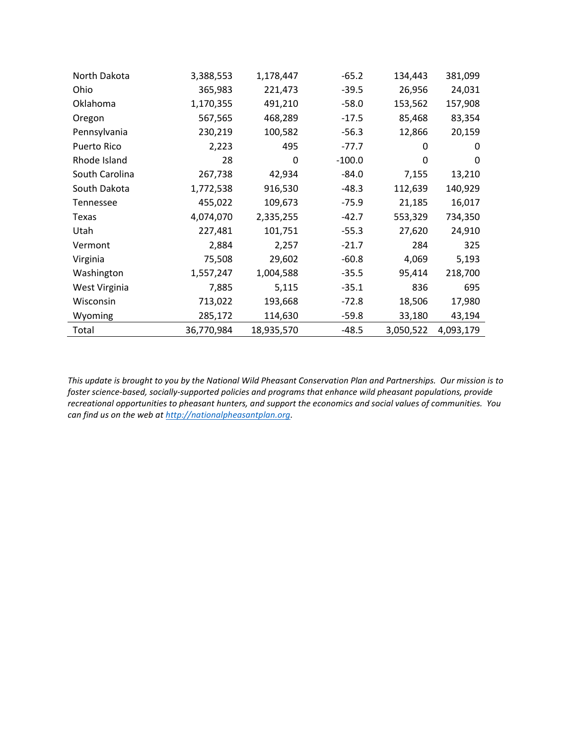| | | | | | |
|---|---|---|---|---|---|
| North Dakota | 3,388,553 | 1,178,447 | -65.2 | 134,443 | 381,099 |
| Ohio | 365,983 | 221,473 | -39.5 | 26,956 | 24,031 |
| Oklahoma | 1,170,355 | 491,210 | -58.0 | 153,562 | 157,908 |
| Oregon | 567,565 | 468,289 | -17.5 | 85,468 | 83,354 |
| Pennsylvania | 230,219 | 100,582 | -56.3 | 12,866 | 20,159 |
| Puerto Rico | 2,223 | 495 | -77.7 | 0 | 0 |
| Rhode Island | 28 | 0 | -100.0 | 0 | 0 |
| South Carolina | 267,738 | 42,934 | -84.0 | 7,155 | 13,210 |
| South Dakota | 1,772,538 | 916,530 | -48.3 | 112,639 | 140,929 |
| Tennessee | 455,022 | 109,673 | -75.9 | 21,185 | 16,017 |
| Texas | 4,074,070 | 2,335,255 | -42.7 | 553,329 | 734,350 |
| Utah | 227,481 | 101,751 | -55.3 | 27,620 | 24,910 |
| Vermont | 2,884 | 2,257 | -21.7 | 284 | 325 |
| Virginia | 75,508 | 29,602 | -60.8 | 4,069 | 5,193 |
| Washington | 1,557,247 | 1,004,588 | -35.5 | 95,414 | 218,700 |
| West Virginia | 7,885 | 5,115 | -35.1 | 836 | 695 |
| Wisconsin | 713,022 | 193,668 | -72.8 | 18,506 | 17,980 |
| Wyoming | 285,172 | 114,630 | -59.8 | 33,180 | 43,194 |
| Total | 36,770,984 | 18,935,570 | -48.5 | 3,050,522 | 4,093,179 |

*This update is brought to you by the National Wild Pheasant Conservation Plan and Partnerships. Our mission is to foster science-based, socially-supported policies and programs that enhance wild pheasant populations, provide recreational opportunities to pheasant hunters, and support the economics and social values of communities. You can find us on the web at [http://nationalpheasantplan.org](http://nationalpheasantplan.org).*